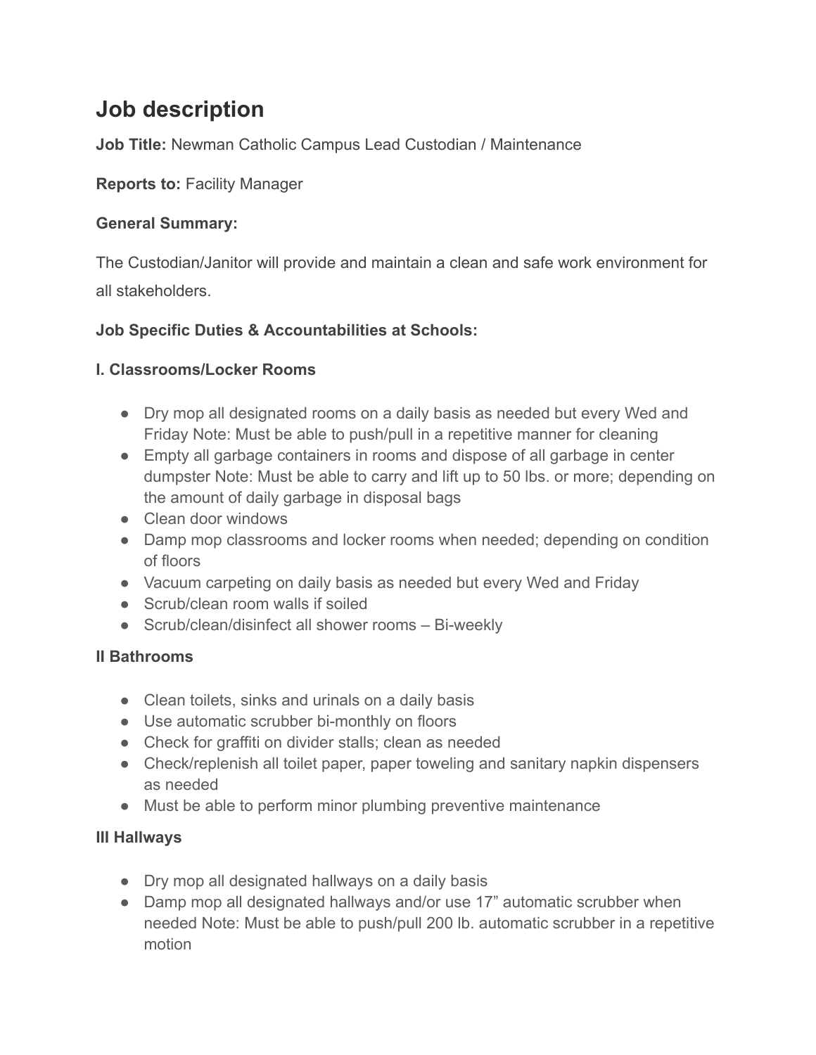# Job description

**Job Title:** Newman Catholic Campus Lead Custodian / Maintenance

**Reports to:** Facility Manager

**General Summary:**

The Custodian/Janitor will provide and maintain a clean and safe work environment for all stakeholders.

**Job Specific Duties & Accountabilities at Schools:**

**I. Classrooms/Locker Rooms**

- Dry mop all designated rooms on a daily basis as needed but every Wed and Friday Note: Must be able to push/pull in a repetitive manner for cleaning
- Empty all garbage containers in rooms and dispose of all garbage in center dumpster Note: Must be able to carry and lift up to 50 lbs. or more; depending on the amount of daily garbage in disposal bags
- Clean door windows
- Damp mop classrooms and locker rooms when needed; depending on condition of floors
- Vacuum carpeting on daily basis as needed but every Wed and Friday
- Scrub/clean room walls if soiled
- Scrub/clean/disinfect all shower rooms – Bi-weekly

**II Bathrooms**

- Clean toilets, sinks and urinals on a daily basis
- Use automatic scrubber bi-monthly on floors
- Check for graffiti on divider stalls; clean as needed
- Check/replenish all toilet paper, paper toweling and sanitary napkin dispensers as needed
- Must be able to perform minor plumbing preventive maintenance

**III Hallways**

- Dry mop all designated hallways on a daily basis
- Damp mop all designated hallways and/or use 17" automatic scrubber when needed Note: Must be able to push/pull 200 lb. automatic scrubber in a repetitive motion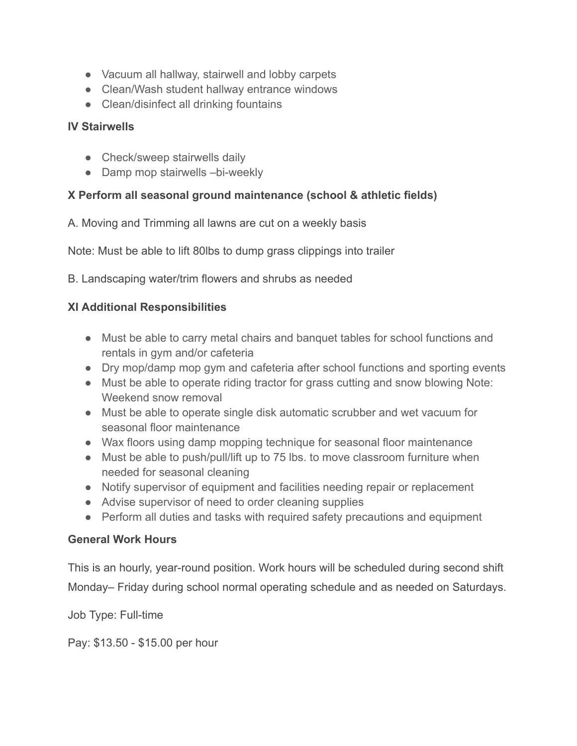- Vacuum all hallway, stairwell and lobby carpets
- Clean/Wash student hallway entrance windows
- Clean/disinfect all drinking fountains

**IV Stairwells**

- Check/sweep stairwells daily
- Damp mop stairwells –bi-weekly

**X Perform all seasonal ground maintenance (school & athletic fields)**

A. Moving and Trimming all lawns are cut on a weekly basis

Note: Must be able to lift 80lbs to dump grass clippings into trailer

B. Landscaping water/trim flowers and shrubs as needed

**XI Additional Responsibilities**

- Must be able to carry metal chairs and banquet tables for school functions and rentals in gym and/or cafeteria
- Dry mop/damp mop gym and cafeteria after school functions and sporting events
- Must be able to operate riding tractor for grass cutting and snow blowing Note: Weekend snow removal
- Must be able to operate single disk automatic scrubber and wet vacuum for seasonal floor maintenance
- Wax floors using damp mopping technique for seasonal floor maintenance
- Must be able to push/pull/lift up to 75 lbs. to move classroom furniture when needed for seasonal cleaning
- Notify supervisor of equipment and facilities needing repair or replacement
- Advise supervisor of need to order cleaning supplies
- Perform all duties and tasks with required safety precautions and equipment

**General Work Hours**

This is an hourly, year-round position. Work hours will be scheduled during second shift Monday– Friday during school normal operating schedule and as needed on Saturdays.

Job Type: Full-time

Pay: $13.50 - $15.00 per hour